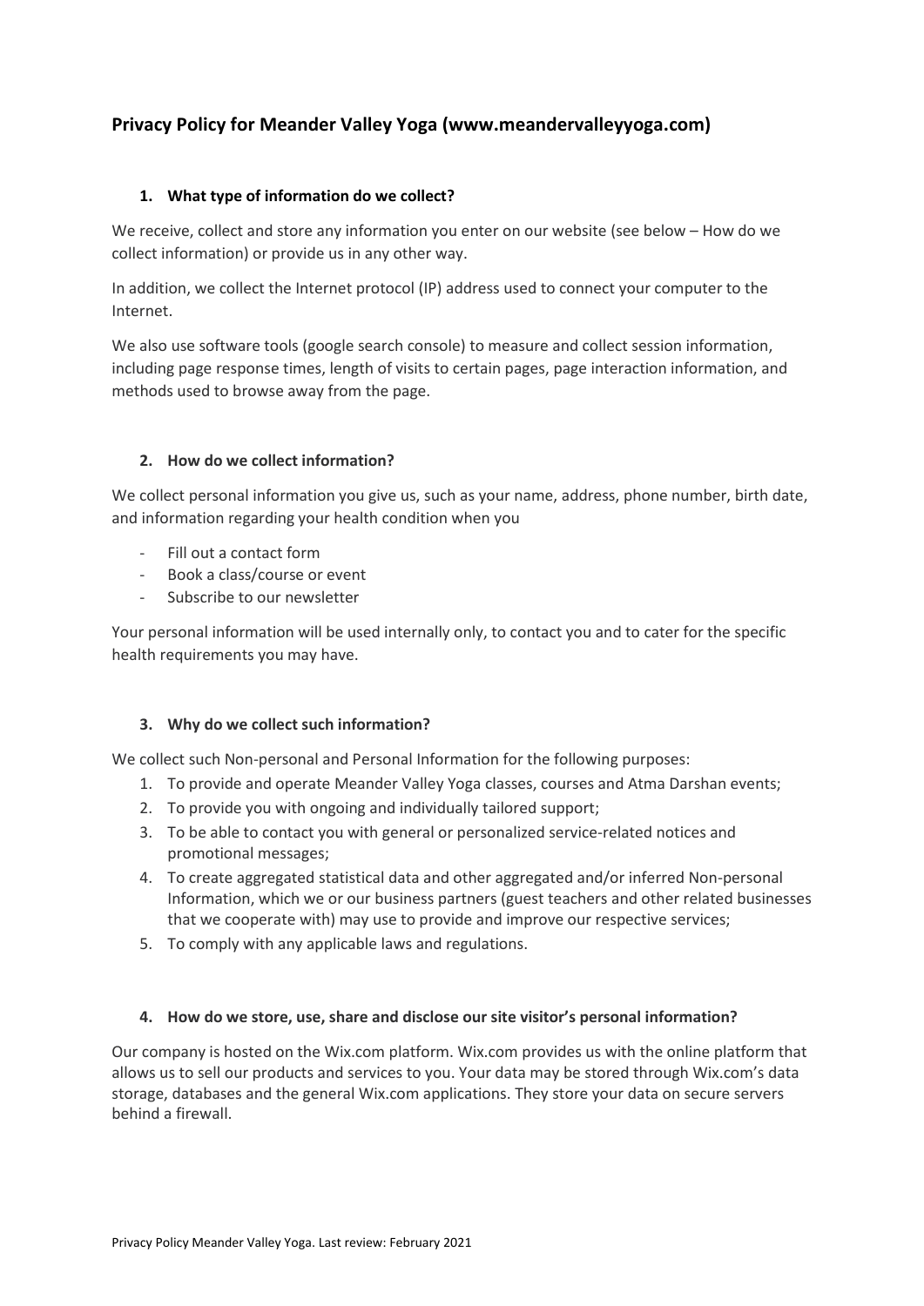## Privacy Policy for Meander Valley Yoga (www.meandervalleyyoga.com)

### 1. What type of information do we collect?

We receive, collect and store any information you enter on our website (see below – How do we collect information) or provide us in any other way.

In addition, we collect the Internet protocol (IP) address used to connect your computer to the Internet.

We also use software tools (google search console) to measure and collect session information, including page response times, length of visits to certain pages, page interaction information, and methods used to browse away from the page.

### 2. How do we collect information?

We collect personal information you give us, such as your name, address, phone number, birth date, and information regarding your health condition when you

- Fill out a contact form
- Book a class/course or event
- Subscribe to our newsletter

Your personal information will be used internally only, to contact you and to cater for the specific health requirements you may have.

### 3. Why do we collect such information?

We collect such Non-personal and Personal Information for the following purposes:

1. To provide and operate Meander Valley Yoga classes, courses and Atma Darshan events;
2. To provide you with ongoing and individually tailored support;
3. To be able to contact you with general or personalized service-related notices and promotional messages;
4. To create aggregated statistical data and other aggregated and/or inferred Non-personal Information, which we or our business partners (guest teachers and other related businesses that we cooperate with) may use to provide and improve our respective services;
5. To comply with any applicable laws and regulations.

### 4. How do we store, use, share and disclose our site visitor's personal information?

Our company is hosted on the Wix.com platform. Wix.com provides us with the online platform that allows us to sell our products and services to you. Your data may be stored through Wix.com's data storage, databases and the general Wix.com applications. They store your data on secure servers behind a firewall.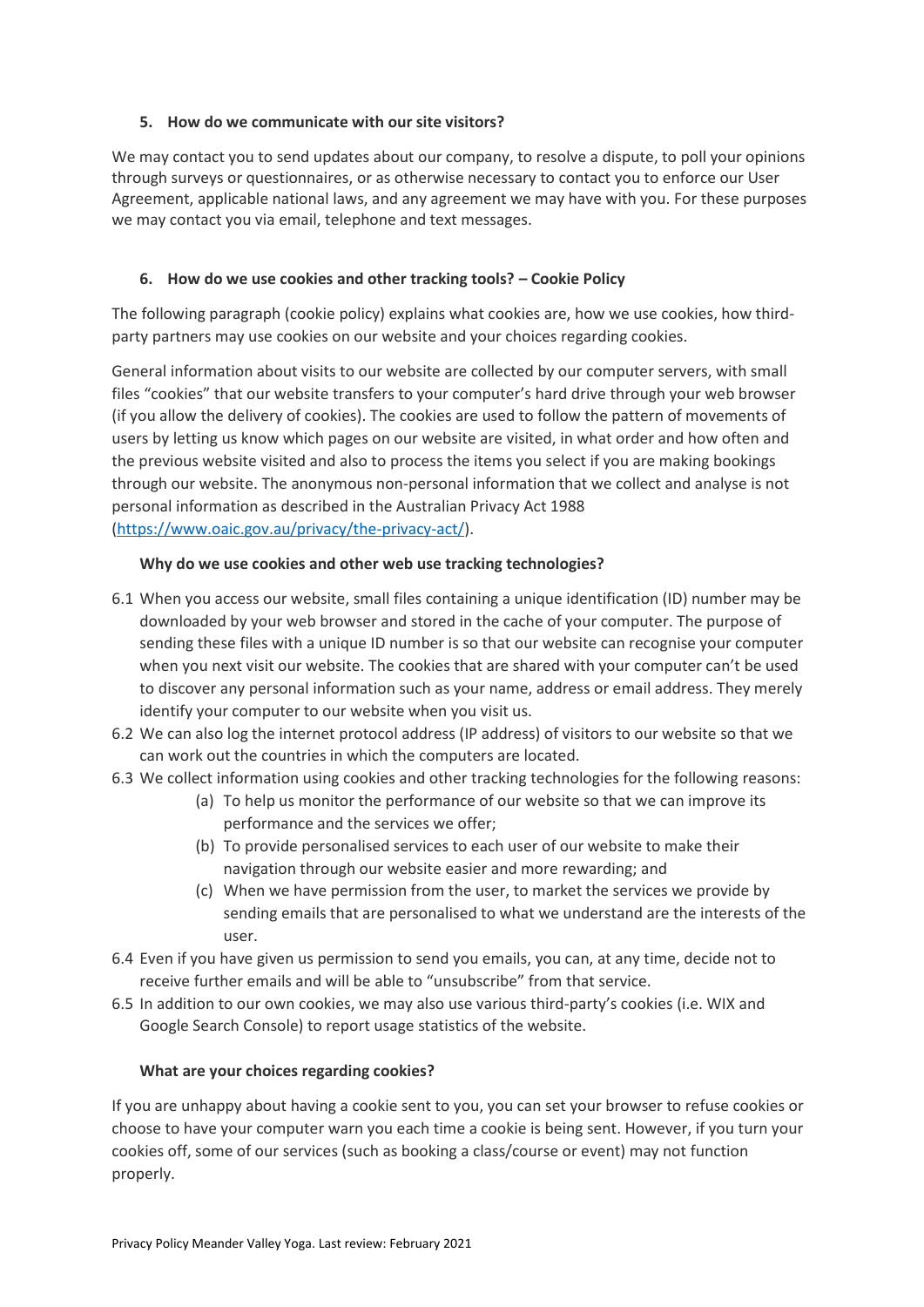## 5. How do we communicate with our site visitors?

We may contact you to send updates about our company, to resolve a dispute, to poll your opinions through surveys or questionnaires, or as otherwise necessary to contact you to enforce our User Agreement, applicable national laws, and any agreement we may have with you. For these purposes we may contact you via email, telephone and text messages.

## 6. How do we use cookies and other tracking tools? – Cookie Policy

The following paragraph (cookie policy) explains what cookies are, how we use cookies, how third-party partners may use cookies on our website and your choices regarding cookies.

General information about visits to our website are collected by our computer servers, with small files "cookies" that our website transfers to your computer's hard drive through your web browser (if you allow the delivery of cookies). The cookies are used to follow the pattern of movements of users by letting us know which pages on our website are visited, in what order and how often and the previous website visited and also to process the items you select if you are making bookings through our website. The anonymous non-personal information that we collect and analyse is not personal information as described in the Australian Privacy Act 1988 ([https://www.oaic.gov.au/privacy/the-privacy-act/](https://www.oaic.gov.au/privacy/the-privacy-act/)).

### Why do we use cookies and other web use tracking technologies?

6.1 When you access our website, small files containing a unique identification (ID) number may be downloaded by your web browser and stored in the cache of your computer. The purpose of sending these files with a unique ID number is so that our website can recognise your computer when you next visit our website. The cookies that are shared with your computer can't be used to discover any personal information such as your name, address or email address. They merely identify your computer to our website when you visit us.

6.2 We can also log the internet protocol address (IP address) of visitors to our website so that we can work out the countries in which the computers are located.

6.3 We collect information using cookies and other tracking technologies for the following reasons:

- (a) To help us monitor the performance of our website so that we can improve its performance and the services we offer;
- (b) To provide personalised services to each user of our website to make their navigation through our website easier and more rewarding; and
- (c) When we have permission from the user, to market the services we provide by sending emails that are personalised to what we understand are the interests of the user.

6.4 Even if you have given us permission to send you emails, you can, at any time, decide not to receive further emails and will be able to "unsubscribe" from that service.

6.5 In addition to our own cookies, we may also use various third-party's cookies (i.e. WIX and Google Search Console) to report usage statistics of the website.

### What are your choices regarding cookies?

If you are unhappy about having a cookie sent to you, you can set your browser to refuse cookies or choose to have your computer warn you each time a cookie is being sent. However, if you turn your cookies off, some of our services (such as booking a class/course or event) may not function properly.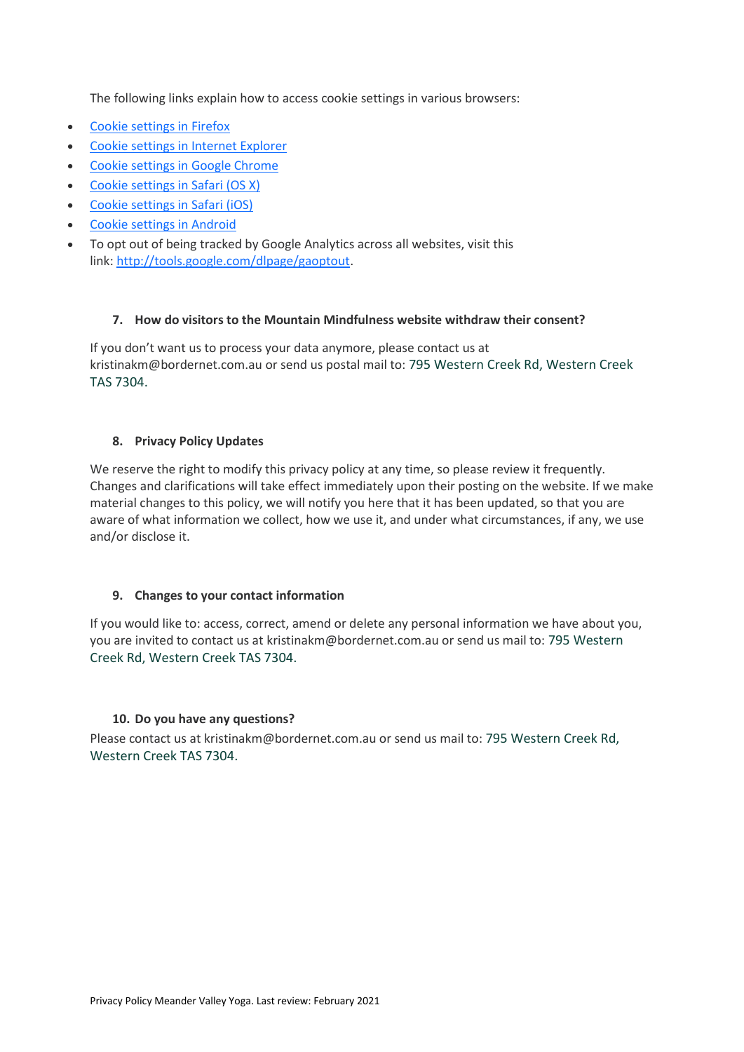The following links explain how to access cookie settings in various browsers:

- Cookie settings in Firefox
- Cookie settings in Internet Explorer
- Cookie settings in Google Chrome
- Cookie settings in Safari (OS X)
- Cookie settings in Safari (iOS)
- Cookie settings in Android
- To opt out of being tracked by Google Analytics across all websites, visit this link: http://tools.google.com/dlpage/gaoptout.

### 7. How do visitors to the Mountain Mindfulness website withdraw their consent?

If you don't want us to process your data anymore, please contact us at kristinakm@bordernet.com.au or send us postal mail to: 795 Western Creek Rd, Western Creek TAS 7304.

### 8. Privacy Policy Updates

We reserve the right to modify this privacy policy at any time, so please review it frequently. Changes and clarifications will take effect immediately upon their posting on the website. If we make material changes to this policy, we will notify you here that it has been updated, so that you are aware of what information we collect, how we use it, and under what circumstances, if any, we use and/or disclose it.

### 9. Changes to your contact information

If you would like to: access, correct, amend or delete any personal information we have about you, you are invited to contact us at kristinakm@bordernet.com.au or send us mail to: 795 Western Creek Rd, Western Creek TAS 7304.

### 10. Do you have any questions?

Please contact us at kristinakm@bordernet.com.au or send us mail to: 795 Western Creek Rd, Western Creek TAS 7304.

Privacy Policy Meander Valley Yoga. Last review: February 2021